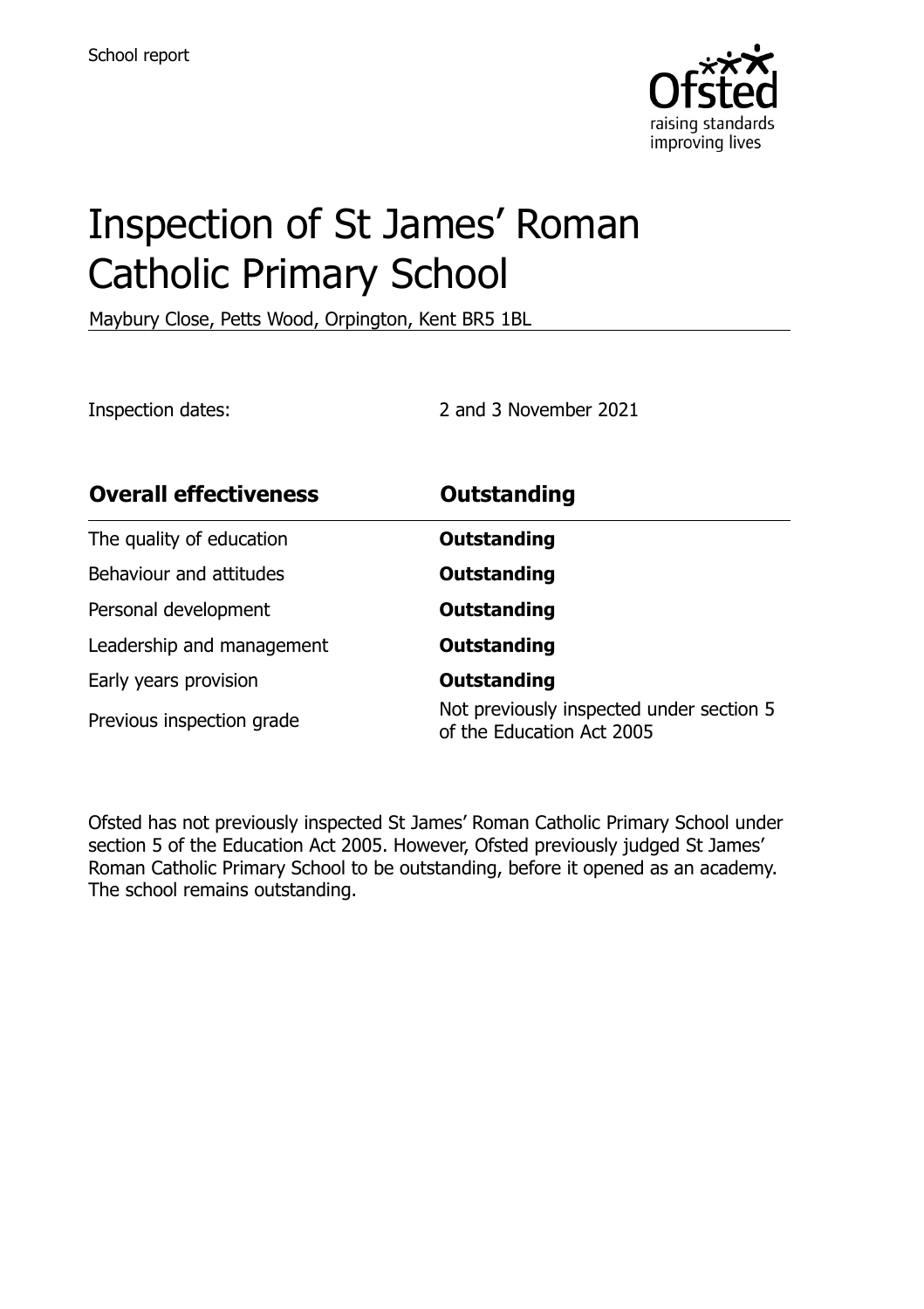School report

# Inspection of St James' Roman Catholic Primary School

Maybury Close, Petts Wood, Orpington, Kent BR5 1BL

Inspection dates: 2 and 3 November 2021

| **Overall effectiveness** | **Outstanding** |
| --- | --- |
| The quality of education | **Outstanding** |
| Behaviour and attitudes | **Outstanding** |
| Personal development | **Outstanding** |
| Leadership and management | **Outstanding** |
| Early years provision | **Outstanding** |
| Previous inspection grade | Not previously inspected under section 5 of the Education Act 2005 |

Ofsted has not previously inspected St James' Roman Catholic Primary School under section 5 of the Education Act 2005. However, Ofsted previously judged St James' Roman Catholic Primary School to be outstanding, before it opened as an academy. The school remains outstanding.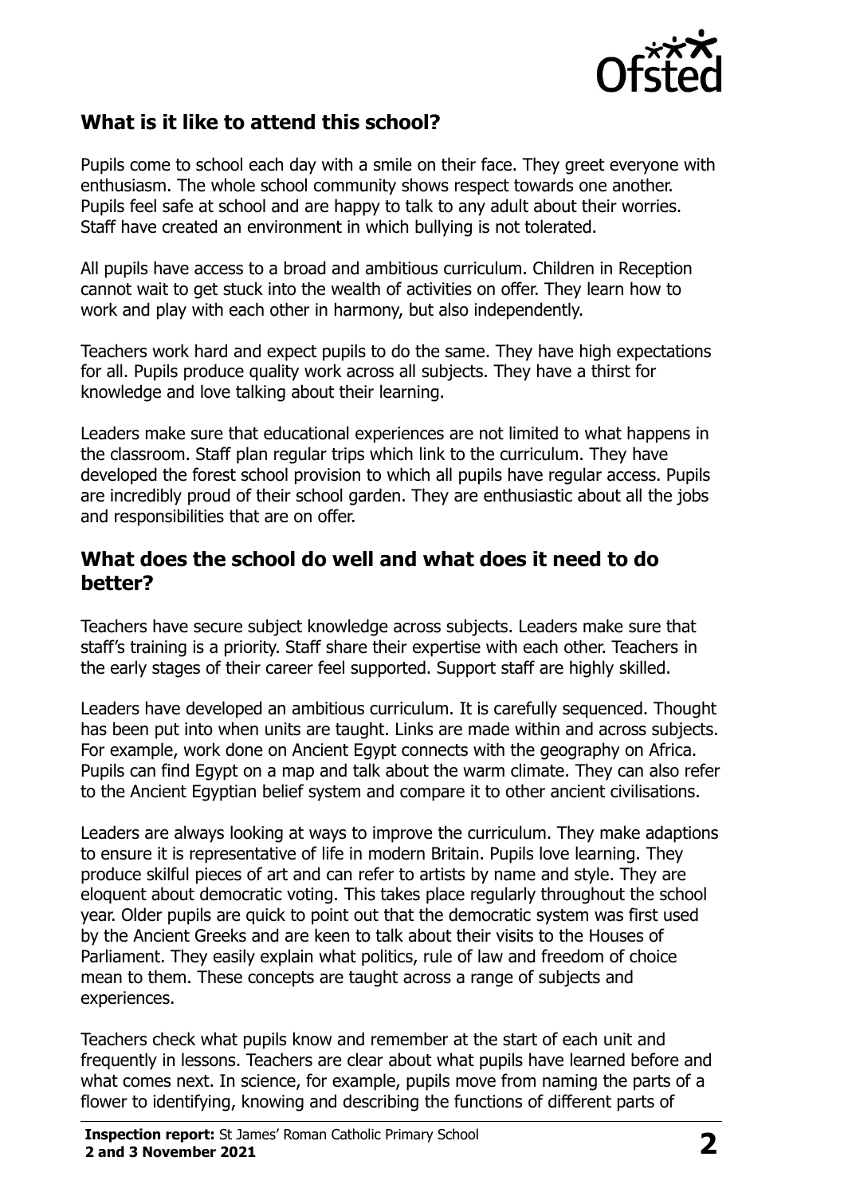## What is it like to attend this school?

Pupils come to school each day with a smile on their face. They greet everyone with enthusiasm. The whole school community shows respect towards one another. Pupils feel safe at school and are happy to talk to any adult about their worries. Staff have created an environment in which bullying is not tolerated.

All pupils have access to a broad and ambitious curriculum. Children in Reception cannot wait to get stuck into the wealth of activities on offer. They learn how to work and play with each other in harmony, but also independently.

Teachers work hard and expect pupils to do the same. They have high expectations for all. Pupils produce quality work across all subjects. They have a thirst for knowledge and love talking about their learning.

Leaders make sure that educational experiences are not limited to what happens in the classroom. Staff plan regular trips which link to the curriculum. They have developed the forest school provision to which all pupils have regular access. Pupils are incredibly proud of their school garden. They are enthusiastic about all the jobs and responsibilities that are on offer.

## What does the school do well and what does it need to do better?

Teachers have secure subject knowledge across subjects. Leaders make sure that staff's training is a priority. Staff share their expertise with each other. Teachers in the early stages of their career feel supported. Support staff are highly skilled.

Leaders have developed an ambitious curriculum. It is carefully sequenced. Thought has been put into when units are taught. Links are made within and across subjects. For example, work done on Ancient Egypt connects with the geography on Africa. Pupils can find Egypt on a map and talk about the warm climate. They can also refer to the Ancient Egyptian belief system and compare it to other ancient civilisations.

Leaders are always looking at ways to improve the curriculum. They make adaptions to ensure it is representative of life in modern Britain. Pupils love learning. They produce skilful pieces of art and can refer to artists by name and style. They are eloquent about democratic voting. This takes place regularly throughout the school year. Older pupils are quick to point out that the democratic system was first used by the Ancient Greeks and are keen to talk about their visits to the Houses of Parliament. They easily explain what politics, rule of law and freedom of choice mean to them. These concepts are taught across a range of subjects and experiences.

Teachers check what pupils know and remember at the start of each unit and frequently in lessons. Teachers are clear about what pupils have learned before and what comes next. In science, for example, pupils move from naming the parts of a flower to identifying, knowing and describing the functions of different parts of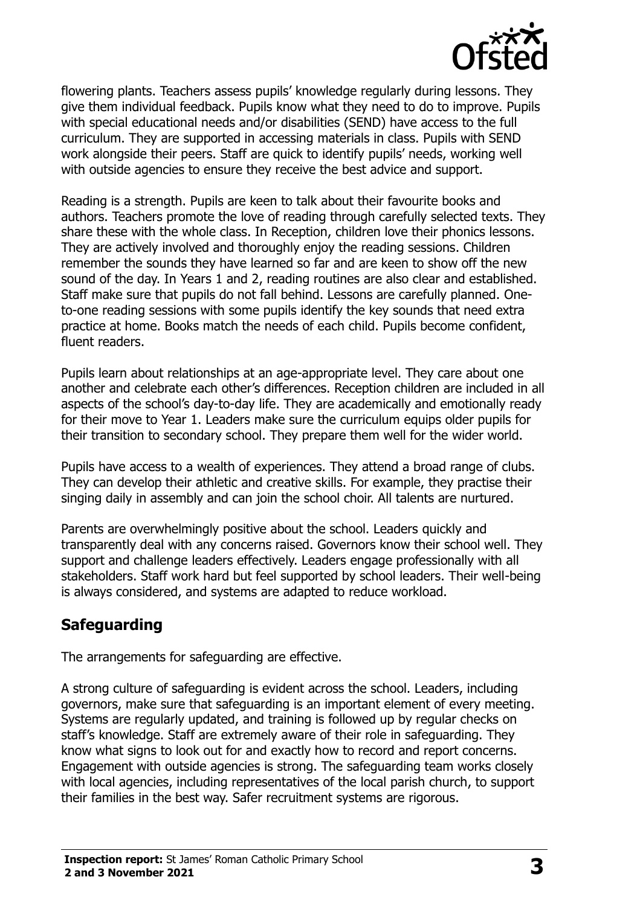flowering plants. Teachers assess pupils' knowledge regularly during lessons. They give them individual feedback. Pupils know what they need to do to improve. Pupils with special educational needs and/or disabilities (SEND) have access to the full curriculum. They are supported in accessing materials in class. Pupils with SEND work alongside their peers. Staff are quick to identify pupils' needs, working well with outside agencies to ensure they receive the best advice and support.

Reading is a strength. Pupils are keen to talk about their favourite books and authors. Teachers promote the love of reading through carefully selected texts. They share these with the whole class. In Reception, children love their phonics lessons. They are actively involved and thoroughly enjoy the reading sessions. Children remember the sounds they have learned so far and are keen to show off the new sound of the day. In Years 1 and 2, reading routines are also clear and established. Staff make sure that pupils do not fall behind. Lessons are carefully planned. One-to-one reading sessions with some pupils identify the key sounds that need extra practice at home. Books match the needs of each child. Pupils become confident, fluent readers.

Pupils learn about relationships at an age-appropriate level. They care about one another and celebrate each other's differences. Reception children are included in all aspects of the school's day-to-day life. They are academically and emotionally ready for their move to Year 1. Leaders make sure the curriculum equips older pupils for their transition to secondary school. They prepare them well for the wider world.

Pupils have access to a wealth of experiences. They attend a broad range of clubs. They can develop their athletic and creative skills. For example, they practise their singing daily in assembly and can join the school choir. All talents are nurtured.

Parents are overwhelmingly positive about the school. Leaders quickly and transparently deal with any concerns raised. Governors know their school well. They support and challenge leaders effectively. Leaders engage professionally with all stakeholders. Staff work hard but feel supported by school leaders. Their well-being is always considered, and systems are adapted to reduce workload.

## Safeguarding

The arrangements for safeguarding are effective.

A strong culture of safeguarding is evident across the school. Leaders, including governors, make sure that safeguarding is an important element of every meeting. Systems are regularly updated, and training is followed up by regular checks on staff's knowledge. Staff are extremely aware of their role in safeguarding. They know what signs to look out for and exactly how to record and report concerns. Engagement with outside agencies is strong. The safeguarding team works closely with local agencies, including representatives of the local parish church, to support their families in the best way. Safer recruitment systems are rigorous.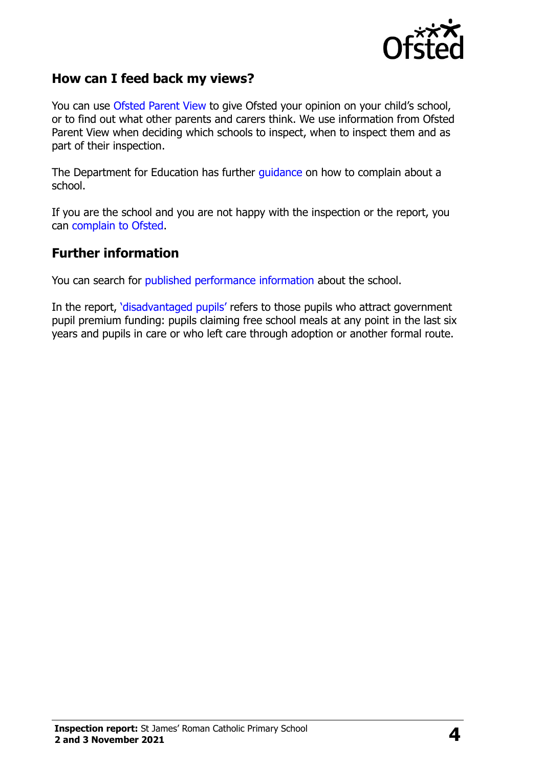## How can I feed back my views?

You can use Ofsted Parent View to give Ofsted your opinion on your child's school, or to find out what other parents and carers think. We use information from Ofsted Parent View when deciding which schools to inspect, when to inspect them and as part of their inspection.

The Department for Education has further guidance on how to complain about a school.

If you are the school and you are not happy with the inspection or the report, you can complain to Ofsted.

## Further information

You can search for published performance information about the school.

In the report, 'disadvantaged pupils' refers to those pupils who attract government pupil premium funding: pupils claiming free school meals at any point in the last six years and pupils in care or who left care through adoption or another formal route.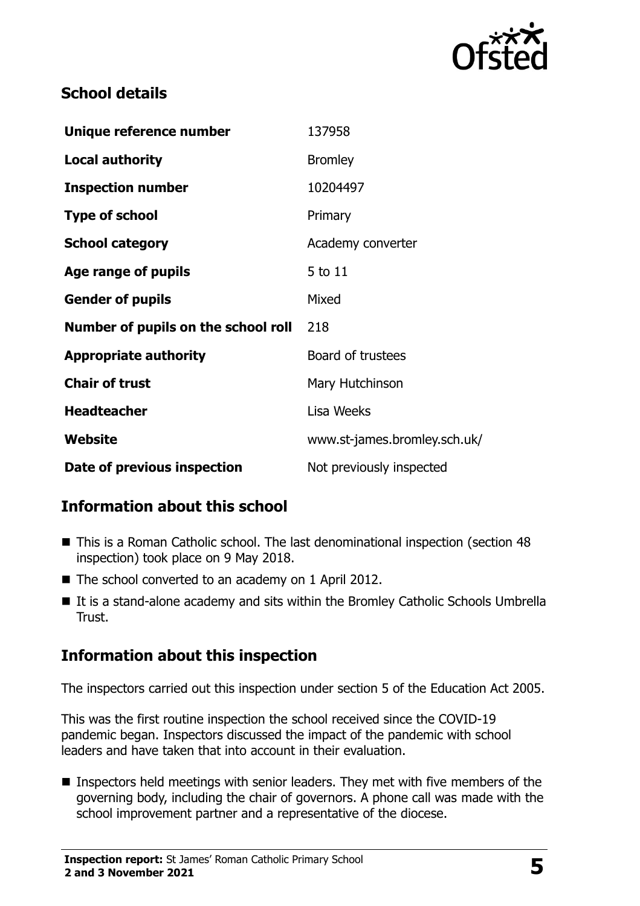## School details

| | |
|---|---|
| **Unique reference number** | 137958 |
| **Local authority** | Bromley |
| **Inspection number** | 10204497 |
| **Type of school** | Primary |
| **School category** | Academy converter |
| **Age range of pupils** | 5 to 11 |
| **Gender of pupils** | Mixed |
| **Number of pupils on the school roll** | 218 |
| **Appropriate authority** | Board of trustees |
| **Chair of trust** | Mary Hutchinson |
| **Headteacher** | Lisa Weeks |
| **Website** | www.st-james.bromley.sch.uk/ |
| **Date of previous inspection** | Not previously inspected |

## Information about this school

- This is a Roman Catholic school. The last denominational inspection (section 48 inspection) took place on 9 May 2018.
- The school converted to an academy on 1 April 2012.
- It is a stand-alone academy and sits within the Bromley Catholic Schools Umbrella Trust.

## Information about this inspection

The inspectors carried out this inspection under section 5 of the Education Act 2005.

This was the first routine inspection the school received since the COVID-19 pandemic began. Inspectors discussed the impact of the pandemic with school leaders and have taken that into account in their evaluation.

- Inspectors held meetings with senior leaders. They met with five members of the governing body, including the chair of governors. A phone call was made with the school improvement partner and a representative of the diocese.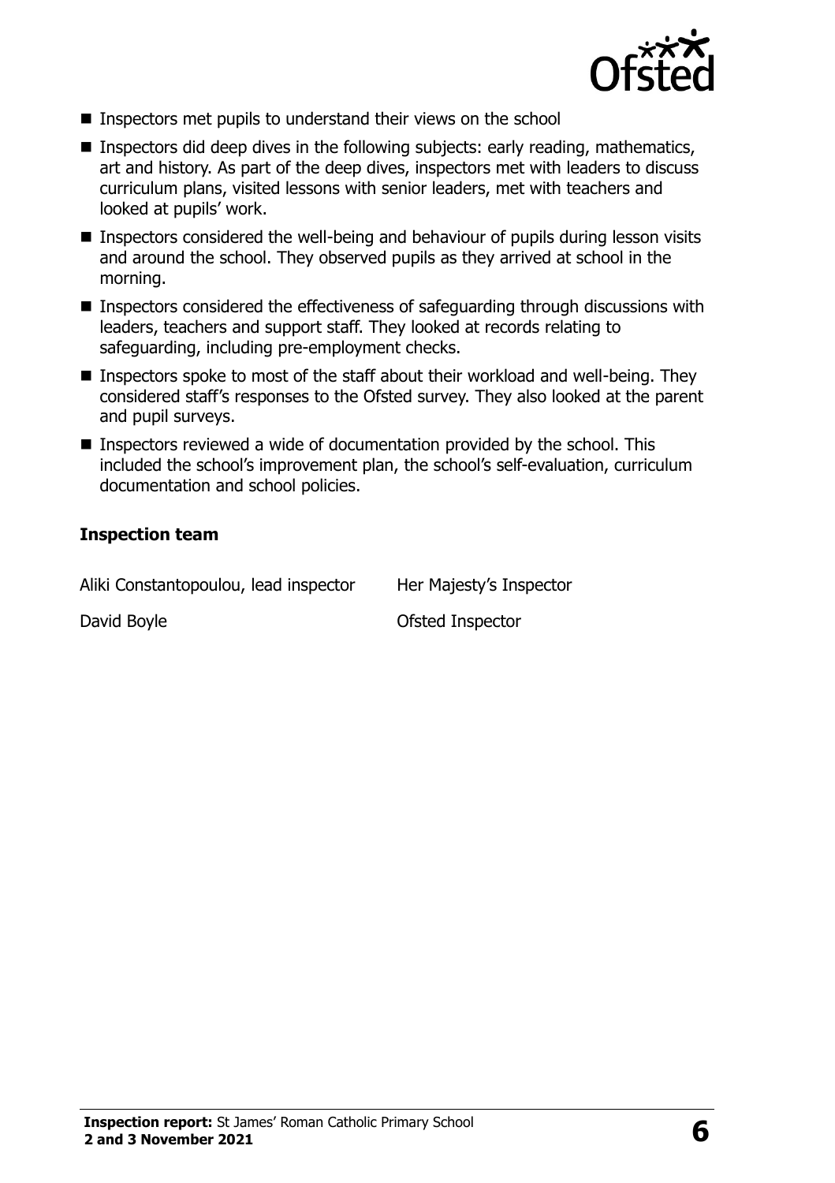- Inspectors met pupils to understand their views on the school
- Inspectors did deep dives in the following subjects: early reading, mathematics, art and history. As part of the deep dives, inspectors met with leaders to discuss curriculum plans, visited lessons with senior leaders, met with teachers and looked at pupils' work.
- Inspectors considered the well-being and behaviour of pupils during lesson visits and around the school. They observed pupils as they arrived at school in the morning.
- Inspectors considered the effectiveness of safeguarding through discussions with leaders, teachers and support staff. They looked at records relating to safeguarding, including pre-employment checks.
- Inspectors spoke to most of the staff about their workload and well-being. They considered staff's responses to the Ofsted survey. They also looked at the parent and pupil surveys.
- Inspectors reviewed a wide of documentation provided by the school. This included the school's improvement plan, the school's self-evaluation, curriculum documentation and school policies.

### Inspection team

| | |
|---|---|
| Aliki Constantopoulou, lead inspector | Her Majesty's Inspector |
| David Boyle | Ofsted Inspector |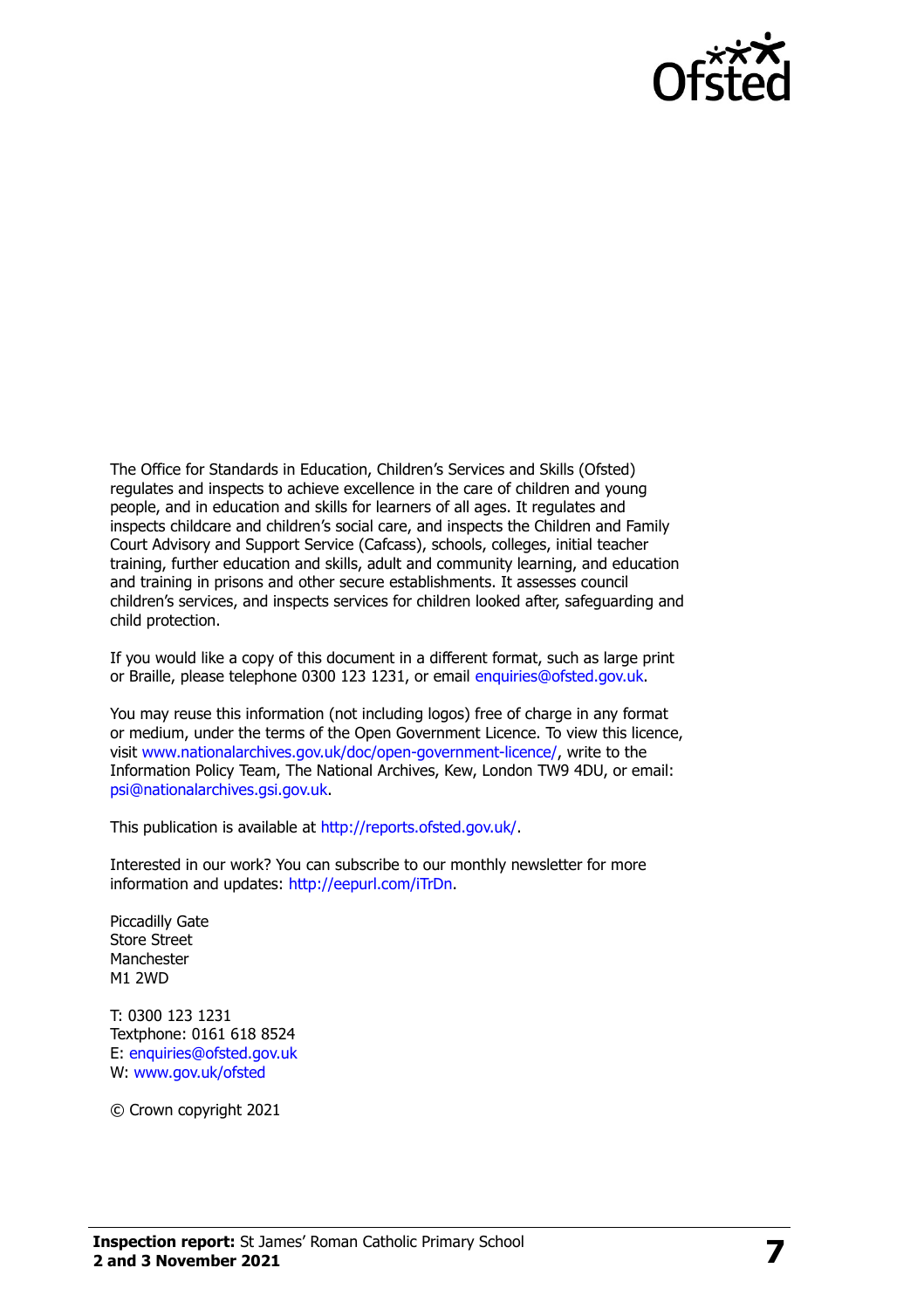The Office for Standards in Education, Children's Services and Skills (Ofsted) regulates and inspects to achieve excellence in the care of children and young people, and in education and skills for learners of all ages. It regulates and inspects childcare and children's social care, and inspects the Children and Family Court Advisory and Support Service (Cafcass), schools, colleges, initial teacher training, further education and skills, adult and community learning, and education and training in prisons and other secure establishments. It assesses council children's services, and inspects services for children looked after, safeguarding and child protection.

If you would like a copy of this document in a different format, such as large print or Braille, please telephone 0300 123 1231, or email enquiries@ofsted.gov.uk.

You may reuse this information (not including logos) free of charge in any format or medium, under the terms of the Open Government Licence. To view this licence, visit www.nationalarchives.gov.uk/doc/open-government-licence/, write to the Information Policy Team, The National Archives, Kew, London TW9 4DU, or email: psi@nationalarchives.gsi.gov.uk.

This publication is available at http://reports.ofsted.gov.uk/.

Interested in our work? You can subscribe to our monthly newsletter for more information and updates: http://eepurl.com/iTrDn.

Piccadilly Gate
Store Street
Manchester
M1 2WD

T: 0300 123 1231
Textphone: 0161 618 8524
E: enquiries@ofsted.gov.uk
W: www.gov.uk/ofsted

© Crown copyright 2021